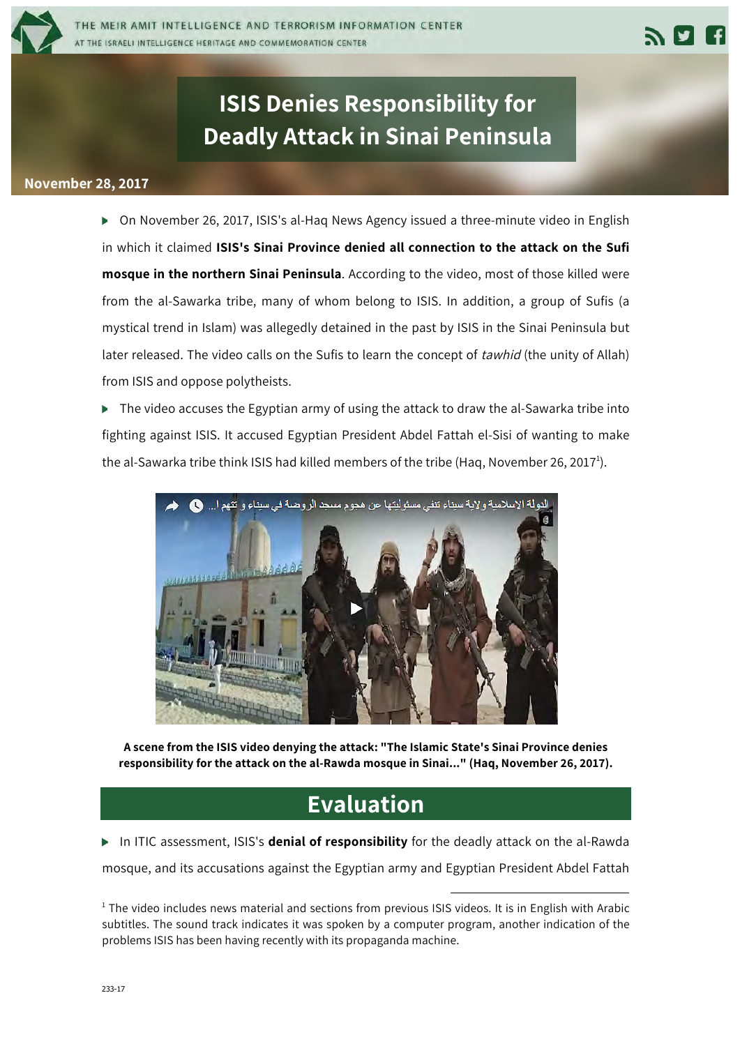THE MEIR AMIT INTELLIGENCE AND TERRORISM INFORMATION CENTER
AT THE ISRAELI INTELLIGENCE HERITAGE AND COMMEMORATION CENTER

# ISIS Denies Responsibility for Deadly Attack in Sinai Peninsula

**November 28, 2017**

- On November 26, 2017, ISIS's al-Haq News Agency issued a three-minute video in English in which it claimed **ISIS's Sinai Province denied all connection to the attack on the Sufi mosque in the northern Sinai Peninsula**. According to the video, most of those killed were from the al-Sawarka tribe, many of whom belong to ISIS. In addition, a group of Sufis (a mystical trend in Islam) was allegedly detained in the past by ISIS in the Sinai Peninsula but later released. The video calls on the Sufis to learn the concept of *tawhid* (the unity of Allah) from ISIS and oppose polytheists.
- The video accuses the Egyptian army of using the attack to draw the al-Sawarka tribe into fighting against ISIS. It accused Egyptian President Abdel Fattah el-Sisi of wanting to make the al-Sawarka tribe think ISIS had killed members of the tribe (Haq, November 26, 2017[1]).

**A scene from the ISIS video denying the attack: "The Islamic State's Sinai Province denies responsibility for the attack on the al-Rawda mosque in Sinai..." (Haq, November 26, 2017).**

## Evaluation

- In ITIC assessment, ISIS's **denial of responsibility** for the deadly attack on the al-Rawda mosque, and its accusations against the Egyptian army and Egyptian President Abdel Fattah

[1] The video includes news material and sections from previous ISIS videos. It is in English with Arabic subtitles. The sound track indicates it was spoken by a computer program, another indication of the problems ISIS has been having recently with its propaganda machine.

233-17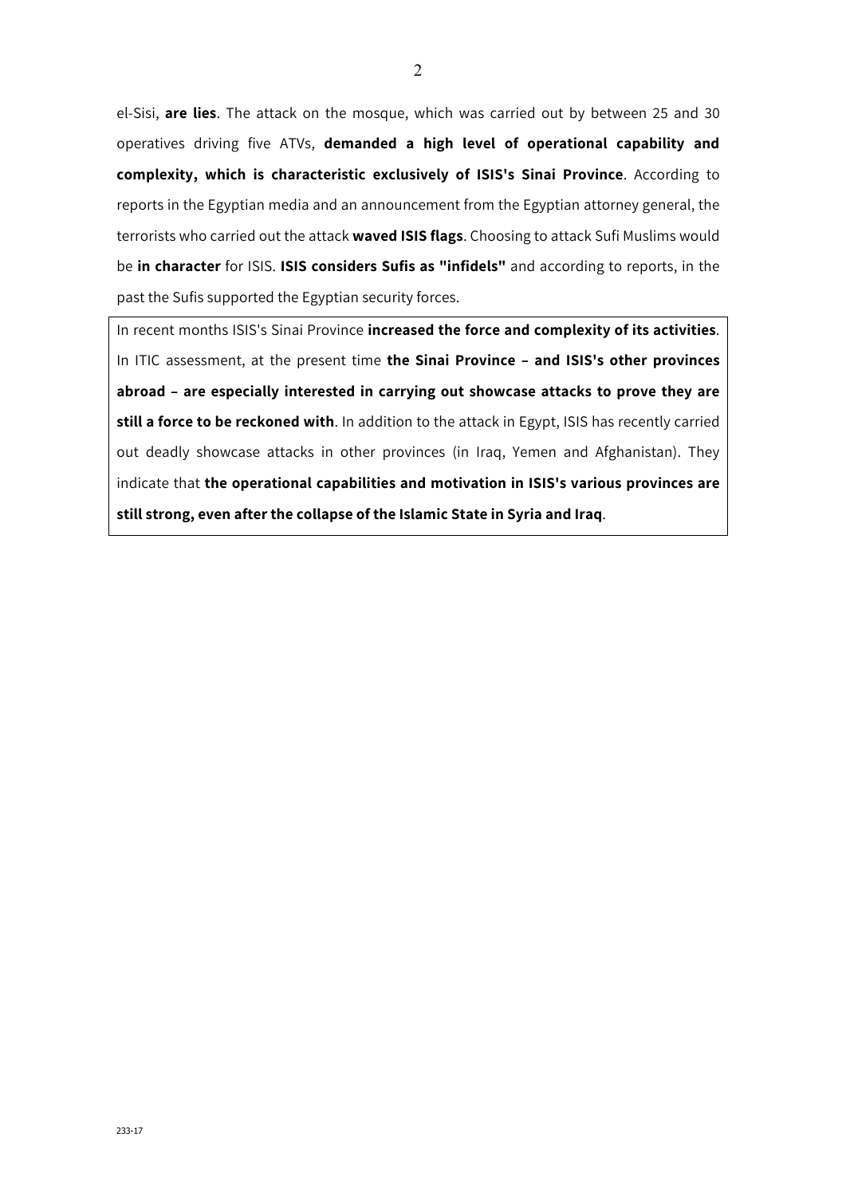el-Sisi, **are lies**. The attack on the mosque, which was carried out by between 25 and 30 operatives driving five ATVs, **demanded a high level of operational capability and complexity, which is characteristic exclusively of ISIS's Sinai Province**. According to reports in the Egyptian media and an announcement from the Egyptian attorney general, the terrorists who carried out the attack **waved ISIS flags**. Choosing to attack Sufi Muslims would be **in character** for ISIS. **ISIS considers Sufis as "infidels"** and according to reports, in the past the Sufis supported the Egyptian security forces.

In recent months ISIS's Sinai Province **increased the force and complexity of its activities**. In ITIC assessment, at the present time **the Sinai Province – and ISIS's other provinces abroad – are especially interested in carrying out showcase attacks to prove they are still a force to be reckoned with**. In addition to the attack in Egypt, ISIS has recently carried out deadly showcase attacks in other provinces (in Iraq, Yemen and Afghanistan). They indicate that **the operational capabilities and motivation in ISIS's various provinces are still strong, even after the collapse of the Islamic State in Syria and Iraq**.

233-17